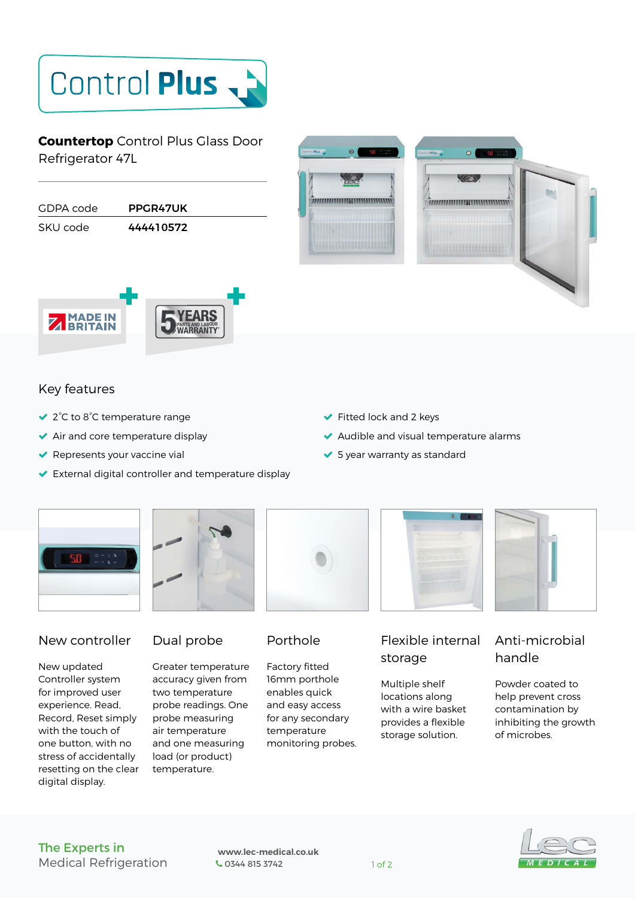# Control Plus

**Countertop** Control Plus Glass Door Refrigerator 47L

| | |
|---|---|
| GDPA code | **PPGR47UK** |
| SKU code | **444410572** |

MADE IN BRITAIN

5 YEARS PARTS AND LABOUR WARRANTY

## Key features

- 2˚C to 8˚C temperature range
- Air and core temperature display
- Represents your vaccine vial
- External digital controller and temperature display
- Fitted lock and 2 keys
- Audible and visual temperature alarms
- 5 year warranty as standard

### New controller

New updated Controller system for improved user experience. Read, Record, Reset simply with the touch of one button, with no stress of accidentally resetting on the clear digital display.

### Dual probe

Greater temperature accuracy given from two temperature probe readings. One probe measuring air temperature and one measuring load (or product) temperature.

### Porthole

Factory fitted 16mm porthole enables quick and easy access for any secondary temperature monitoring probes.

### Flexible internal storage

Multiple shelf locations along with a wire basket provides a flexible storage solution.

### Anti-microbial handle

Powder coated to help prevent cross contamination by inhibiting the growth of microbes.

The Experts in Medical Refrigeration

www.lec-medical.co.uk
0344 815 3742

Lec MEDICAL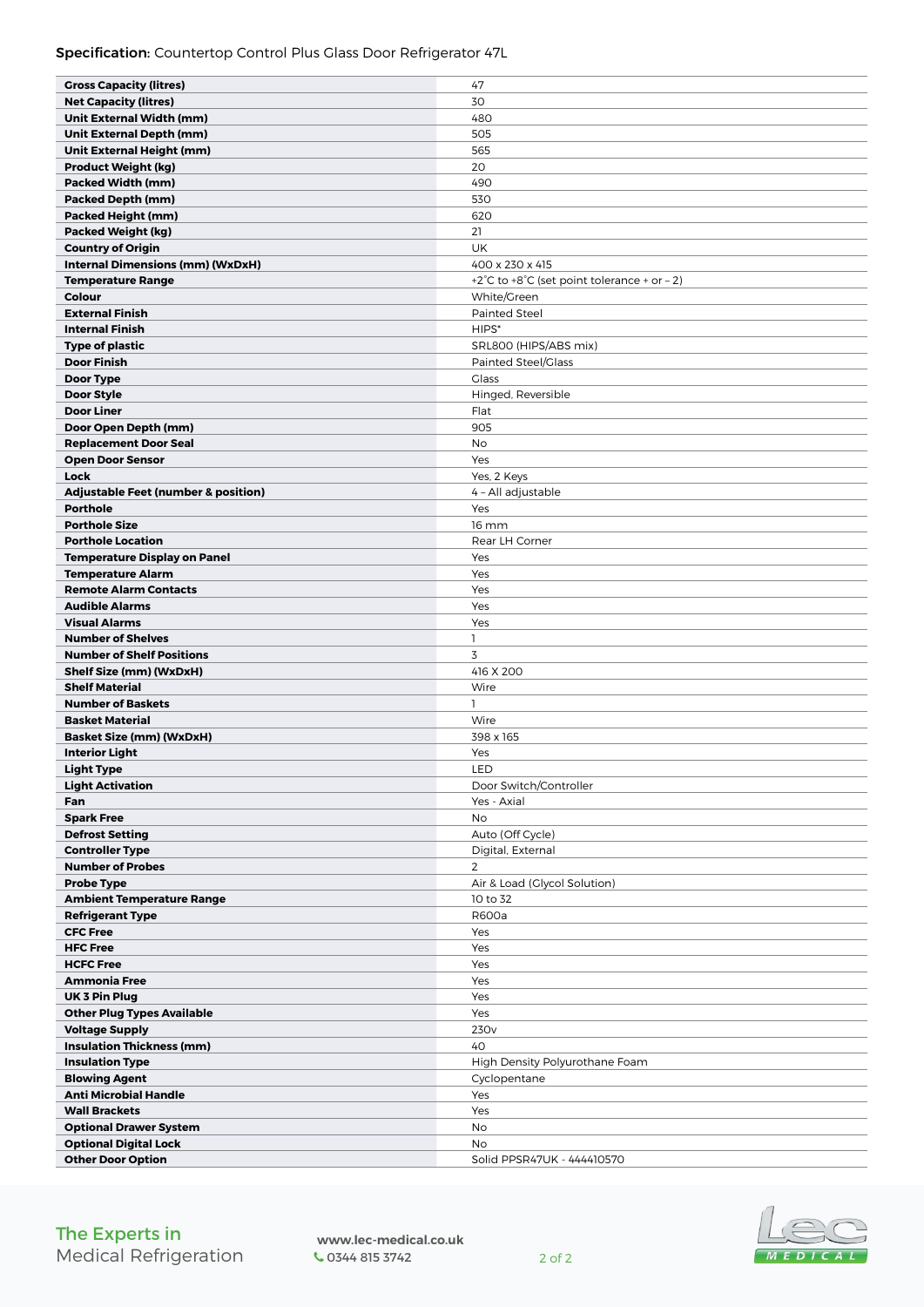**Specification:** Countertop Control Plus Glass Door Refrigerator 47L

| | |
|---|---|
| **Gross Capacity (litres)** | 47 |
| **Net Capacity (litres)** | 30 |
| **Unit External Width (mm)** | 480 |
| **Unit External Depth (mm)** | 505 |
| **Unit External Height (mm)** | 565 |
| **Product Weight (kg)** | 20 |
| **Packed Width (mm)** | 490 |
| **Packed Depth (mm)** | 530 |
| **Packed Height (mm)** | 620 |
| **Packed Weight (kg)** | 21 |
| **Country of Origin** | UK |
| **Internal Dimensions (mm) (WxDxH)** | 400 x 230 x 415 |
| **Temperature Range** | +2˚C to +8˚C (set point tolerance + or – 2) |
| **Colour** | White/Green |
| **External Finish** | Painted Steel |
| **Internal Finish** | HIPS* |
| **Type of plastic** | SRL800 (HIPS/ABS mix) |
| **Door Finish** | Painted Steel/Glass |
| **Door Type** | Glass |
| **Door Style** | Hinged, Reversible |
| **Door Liner** | Flat |
| **Door Open Depth (mm)** | 905 |
| **Replacement Door Seal** | No |
| **Open Door Sensor** | Yes |
| **Lock** | Yes, 2 Keys |
| **Adjustable Feet (number & position)** | 4 – All adjustable |
| **Porthole** | Yes |
| **Porthole Size** | 16 mm |
| **Porthole Location** | Rear LH Corner |
| **Temperature Display on Panel** | Yes |
| **Temperature Alarm** | Yes |
| **Remote Alarm Contacts** | Yes |
| **Audible Alarms** | Yes |
| **Visual Alarms** | Yes |
| **Number of Shelves** | 1 |
| **Number of Shelf Positions** | 3 |
| **Shelf Size (mm) (WxDxH)** | 416 X 200 |
| **Shelf Material** | Wire |
| **Number of Baskets** | 1 |
| **Basket Material** | Wire |
| **Basket Size (mm) (WxDxH)** | 398 x 165 |
| **Interior Light** | Yes |
| **Light Type** | LED |
| **Light Activation** | Door Switch/Controller |
| **Fan** | Yes - Axial |
| **Spark Free** | No |
| **Defrost Setting** | Auto (Off Cycle) |
| **Controller Type** | Digital, External |
| **Number of Probes** | 2 |
| **Probe Type** | Air & Load (Glycol Solution) |
| **Ambient Temperature Range** | 10 to 32 |
| **Refrigerant Type** | R600a |
| **CFC Free** | Yes |
| **HFC Free** | Yes |
| **HCFC Free** | Yes |
| **Ammonia Free** | Yes |
| **UK 3 Pin Plug** | Yes |
| **Other Plug Types Available** | Yes |
| **Voltage Supply** | 230v |
| **Insulation Thickness (mm)** | 40 |
| **Insulation Type** | High Density Polyurothane Foam |
| **Blowing Agent** | Cyclopentane |
| **Anti Microbial Handle** | Yes |
| **Wall Brackets** | Yes |
| **Optional Drawer System** | No |
| **Optional Digital Lock** | No |
| **Other Door Option** | Solid PPSR47UK - 444410570 |

The Experts in
Medical Refrigeration

**www.lec-medical.co.uk**
**0344 815 3742**